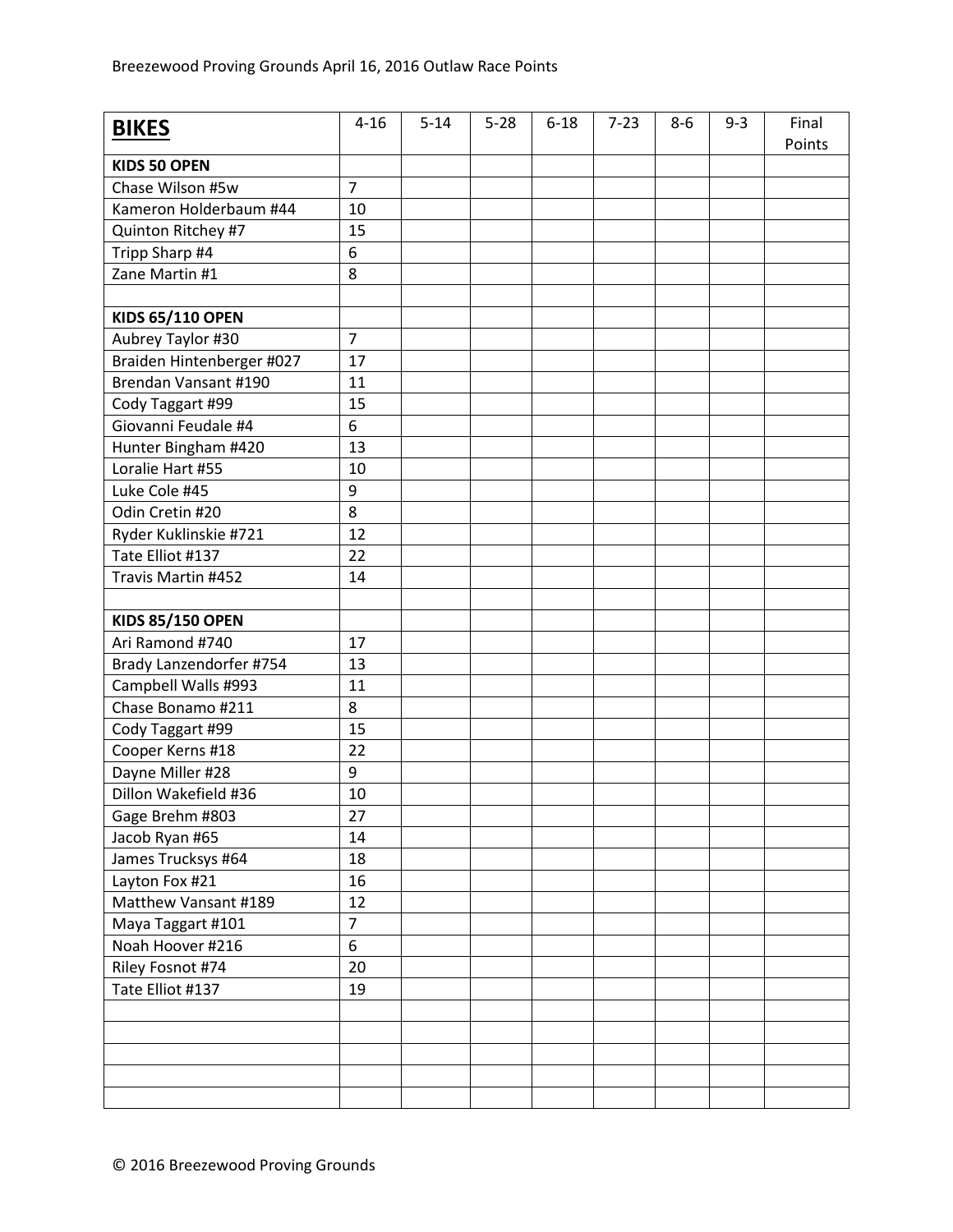Breezewood Proving Grounds April 16, 2016 Outlaw Race Points

| **BIKES** | 4-16 | 5-14 | 5-28 | 6-18 | 7-23 | 8-6 | 9-3 | Final Points |
|---|---|---|---|---|---|---|---|---|
| **KIDS 50 OPEN** | | | | | | | | |
| Chase Wilson #5w | 7 | | | | | | | |
| Kameron Holderbaum #44 | 10 | | | | | | | |
| Quinton Ritchey #7 | 15 | | | | | | | |
| Tripp Sharp #4 | 6 | | | | | | | |
| Zane Martin #1 | 8 | | | | | | | |
| | | | | | | | | |
| **KIDS 65/110 OPEN** | | | | | | | | |
| Aubrey Taylor #30 | 7 | | | | | | | |
| Braiden Hintenberger #027 | 17 | | | | | | | |
| Brendan Vansant #190 | 11 | | | | | | | |
| Cody Taggart #99 | 15 | | | | | | | |
| Giovanni Feudale #4 | 6 | | | | | | | |
| Hunter Bingham #420 | 13 | | | | | | | |
| Loralie Hart #55 | 10 | | | | | | | |
| Luke Cole #45 | 9 | | | | | | | |
| Odin Cretin #20 | 8 | | | | | | | |
| Ryder Kuklinskie #721 | 12 | | | | | | | |
| Tate Elliot #137 | 22 | | | | | | | |
| Travis Martin #452 | 14 | | | | | | | |
| | | | | | | | | |
| **KIDS 85/150 OPEN** | | | | | | | | |
| Ari Ramond #740 | 17 | | | | | | | |
| Brady Lanzendorfer #754 | 13 | | | | | | | |
| Campbell Walls #993 | 11 | | | | | | | |
| Chase Bonamo #211 | 8 | | | | | | | |
| Cody Taggart #99 | 15 | | | | | | | |
| Cooper Kerns #18 | 22 | | | | | | | |
| Dayne Miller #28 | 9 | | | | | | | |
| Dillon Wakefield #36 | 10 | | | | | | | |
| Gage Brehm #803 | 27 | | | | | | | |
| Jacob Ryan #65 | 14 | | | | | | | |
| James Trucksys #64 | 18 | | | | | | | |
| Layton Fox #21 | 16 | | | | | | | |
| Matthew Vansant #189 | 12 | | | | | | | |
| Maya Taggart #101 | 7 | | | | | | | |
| Noah Hoover #216 | 6 | | | | | | | |
| Riley Fosnot #74 | 20 | | | | | | | |
| Tate Elliot #137 | 19 | | | | | | | |
| | | | | | | | | |
| | | | | | | | | |
| | | | | | | | | |
| | | | | | | | | |
| | | | | | | | | |

© 2016 Breezewood Proving Grounds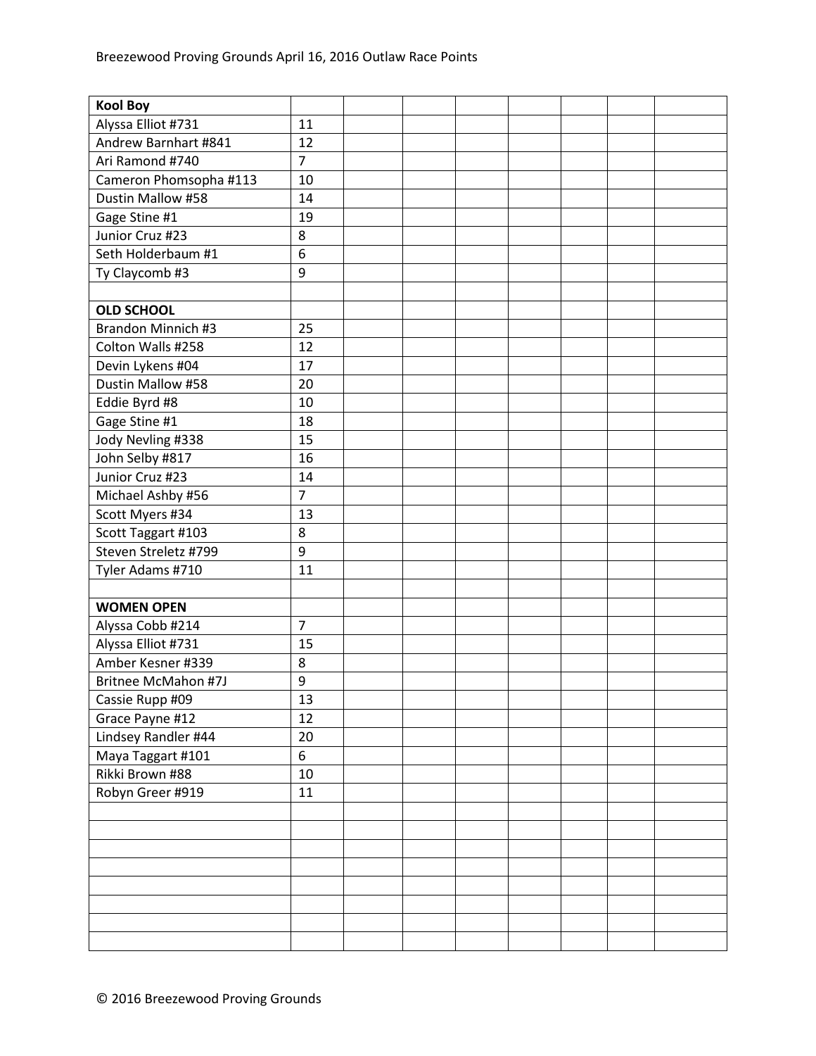| | | | | | | | | |
|---|---|---|---|---|---|---|---|---|
| **Kool Boy** | | | | | | | | |
| Alyssa Elliot #731 | 11 | | | | | | | |
| Andrew Barnhart #841 | 12 | | | | | | | |
| Ari Ramond #740 | 7 | | | | | | | |
| Cameron Phomsopha #113 | 10 | | | | | | | |
| Dustin Mallow #58 | 14 | | | | | | | |
| Gage Stine #1 | 19 | | | | | | | |
| Junior Cruz #23 | 8 | | | | | | | |
| Seth Holderbaum #1 | 6 | | | | | | | |
| Ty Claycomb #3 | 9 | | | | | | | |
| | | | | | | | | |
| **OLD SCHOOL** | | | | | | | | |
| Brandon Minnich #3 | 25 | | | | | | | |
| Colton Walls #258 | 12 | | | | | | | |
| Devin Lykens #04 | 17 | | | | | | | |
| Dustin Mallow #58 | 20 | | | | | | | |
| Eddie Byrd #8 | 10 | | | | | | | |
| Gage Stine #1 | 18 | | | | | | | |
| Jody Nevling #338 | 15 | | | | | | | |
| John Selby #817 | 16 | | | | | | | |
| Junior Cruz #23 | 14 | | | | | | | |
| Michael Ashby #56 | 7 | | | | | | | |
| Scott Myers #34 | 13 | | | | | | | |
| Scott Taggart #103 | 8 | | | | | | | |
| Steven Streletz #799 | 9 | | | | | | | |
| Tyler Adams #710 | 11 | | | | | | | |
| | | | | | | | | |
| **WOMEN OPEN** | | | | | | | | |
| Alyssa Cobb #214 | 7 | | | | | | | |
| Alyssa Elliot #731 | 15 | | | | | | | |
| Amber Kesner #339 | 8 | | | | | | | |
| Britnee McMahon #7J | 9 | | | | | | | |
| Cassie Rupp #09 | 13 | | | | | | | |
| Grace Payne #12 | 12 | | | | | | | |
| Lindsey Randler #44 | 20 | | | | | | | |
| Maya Taggart #101 | 6 | | | | | | | |
| Rikki Brown #88 | 10 | | | | | | | |
| Robyn Greer #919 | 11 | | | | | | | |
| | | | | | | | | |
| | | | | | | | | |
| | | | | | | | | |
| | | | | | | | | |
| | | | | | | | | |
| | | | | | | | | |
| | | | | | | | | |
| | | | | | | | | |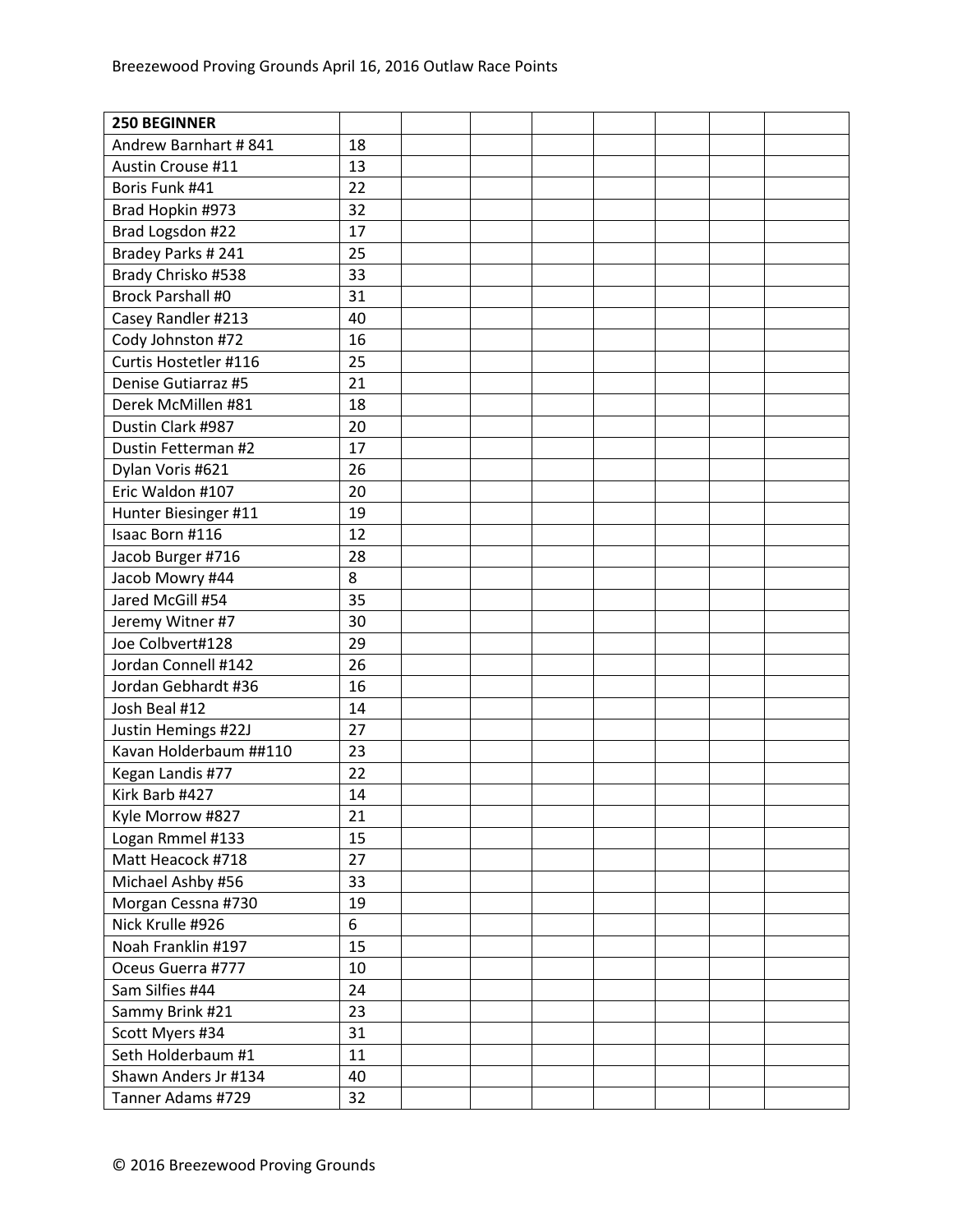| 250 BEGINNER | | | | | | | | |
|---|---|---|---|---|---|---|---|---|
| Andrew Barnhart # 841 | 18 | | | | | | | |
| Austin Crouse #11 | 13 | | | | | | | |
| Boris Funk #41 | 22 | | | | | | | |
| Brad Hopkin #973 | 32 | | | | | | | |
| Brad Logsdon #22 | 17 | | | | | | | |
| Bradey Parks # 241 | 25 | | | | | | | |
| Brady Chrisko #538 | 33 | | | | | | | |
| Brock Parshall #0 | 31 | | | | | | | |
| Casey Randler #213 | 40 | | | | | | | |
| Cody Johnston #72 | 16 | | | | | | | |
| Curtis Hostetler #116 | 25 | | | | | | | |
| Denise Gutiarraz #5 | 21 | | | | | | | |
| Derek McMillen #81 | 18 | | | | | | | |
| Dustin Clark #987 | 20 | | | | | | | |
| Dustin Fetterman #2 | 17 | | | | | | | |
| Dylan Voris #621 | 26 | | | | | | | |
| Eric Waldon #107 | 20 | | | | | | | |
| Hunter Biesinger #11 | 19 | | | | | | | |
| Isaac Born #116 | 12 | | | | | | | |
| Jacob Burger #716 | 28 | | | | | | | |
| Jacob Mowry #44 | 8 | | | | | | | |
| Jared McGill #54 | 35 | | | | | | | |
| Jeremy Witner #7 | 30 | | | | | | | |
| Joe Colbvert#128 | 29 | | | | | | | |
| Jordan Connell #142 | 26 | | | | | | | |
| Jordan Gebhardt #36 | 16 | | | | | | | |
| Josh Beal #12 | 14 | | | | | | | |
| Justin Hemings #22J | 27 | | | | | | | |
| Kavan Holderbaum ##110 | 23 | | | | | | | |
| Kegan Landis #77 | 22 | | | | | | | |
| Kirk Barb #427 | 14 | | | | | | | |
| Kyle Morrow #827 | 21 | | | | | | | |
| Logan Rmmel #133 | 15 | | | | | | | |
| Matt Heacock #718 | 27 | | | | | | | |
| Michael Ashby #56 | 33 | | | | | | | |
| Morgan Cessna #730 | 19 | | | | | | | |
| Nick Krulle #926 | 6 | | | | | | | |
| Noah Franklin #197 | 15 | | | | | | | |
| Oceus Guerra #777 | 10 | | | | | | | |
| Sam Silfies #44 | 24 | | | | | | | |
| Sammy Brink #21 | 23 | | | | | | | |
| Scott Myers #34 | 31 | | | | | | | |
| Seth Holderbaum #1 | 11 | | | | | | | |
| Shawn Anders Jr #134 | 40 | | | | | | | |
| Tanner Adams #729 | 32 | | | | | | | |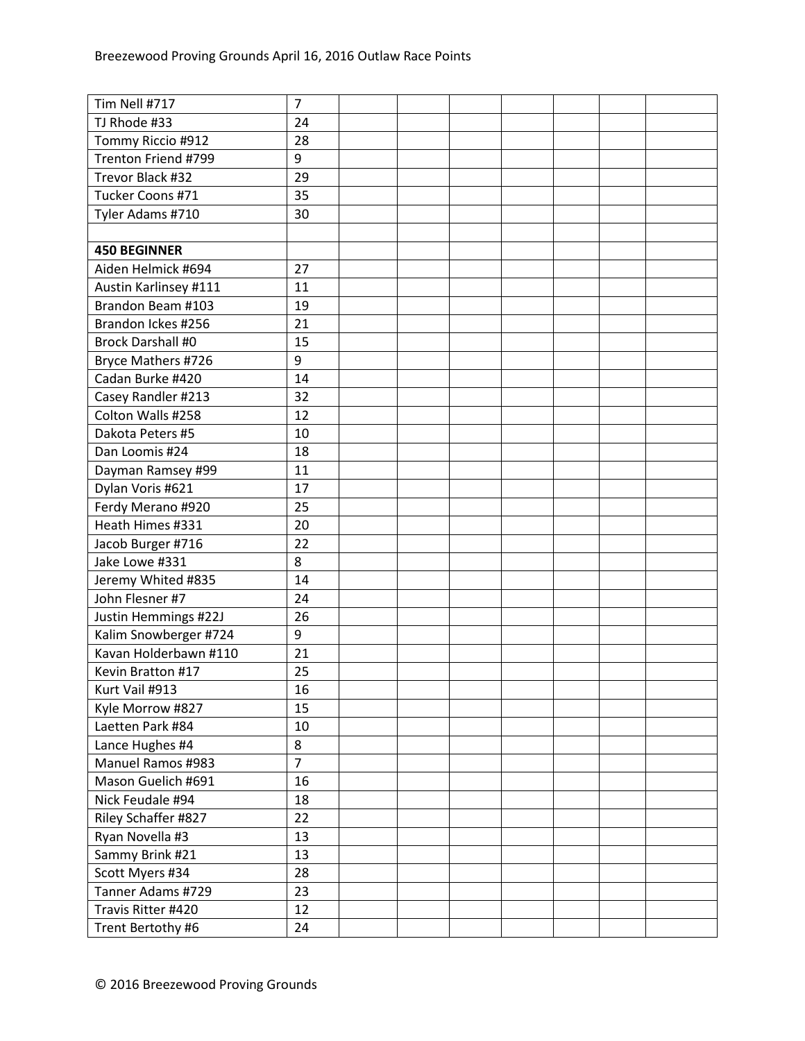| | | | | | | | | |
|---|---|---|---|---|---|---|---|---|
| Tim Nell #717 | 7 | | | | | | | |
| TJ Rhode #33 | 24 | | | | | | | |
| Tommy Riccio #912 | 28 | | | | | | | |
| Trenton Friend #799 | 9 | | | | | | | |
| Trevor Black #32 | 29 | | | | | | | |
| Tucker Coons #71 | 35 | | | | | | | |
| Tyler Adams #710 | 30 | | | | | | | |
| | | | | | | | | |
| **450 BEGINNER** | | | | | | | | |
| Aiden Helmick #694 | 27 | | | | | | | |
| Austin Karlinsey #111 | 11 | | | | | | | |
| Brandon Beam #103 | 19 | | | | | | | |
| Brandon Ickes #256 | 21 | | | | | | | |
| Brock Darshall #0 | 15 | | | | | | | |
| Bryce Mathers #726 | 9 | | | | | | | |
| Cadan Burke #420 | 14 | | | | | | | |
| Casey Randler #213 | 32 | | | | | | | |
| Colton Walls #258 | 12 | | | | | | | |
| Dakota Peters #5 | 10 | | | | | | | |
| Dan Loomis #24 | 18 | | | | | | | |
| Dayman Ramsey #99 | 11 | | | | | | | |
| Dylan Voris #621 | 17 | | | | | | | |
| Ferdy Merano #920 | 25 | | | | | | | |
| Heath Himes #331 | 20 | | | | | | | |
| Jacob Burger #716 | 22 | | | | | | | |
| Jake Lowe #331 | 8 | | | | | | | |
| Jeremy Whited #835 | 14 | | | | | | | |
| John Flesner #7 | 24 | | | | | | | |
| Justin Hemmings #22J | 26 | | | | | | | |
| Kalim Snowberger #724 | 9 | | | | | | | |
| Kavan Holderbawn #110 | 21 | | | | | | | |
| Kevin Bratton #17 | 25 | | | | | | | |
| Kurt Vail #913 | 16 | | | | | | | |
| Kyle Morrow #827 | 15 | | | | | | | |
| Laetten Park #84 | 10 | | | | | | | |
| Lance Hughes #4 | 8 | | | | | | | |
| Manuel Ramos #983 | 7 | | | | | | | |
| Mason Guelich #691 | 16 | | | | | | | |
| Nick Feudale #94 | 18 | | | | | | | |
| Riley Schaffer #827 | 22 | | | | | | | |
| Ryan Novella #3 | 13 | | | | | | | |
| Sammy Brink #21 | 13 | | | | | | | |
| Scott Myers #34 | 28 | | | | | | | |
| Tanner Adams #729 | 23 | | | | | | | |
| Travis Ritter #420 | 12 | | | | | | | |
| Trent Bertothy #6 | 24 | | | | | | | |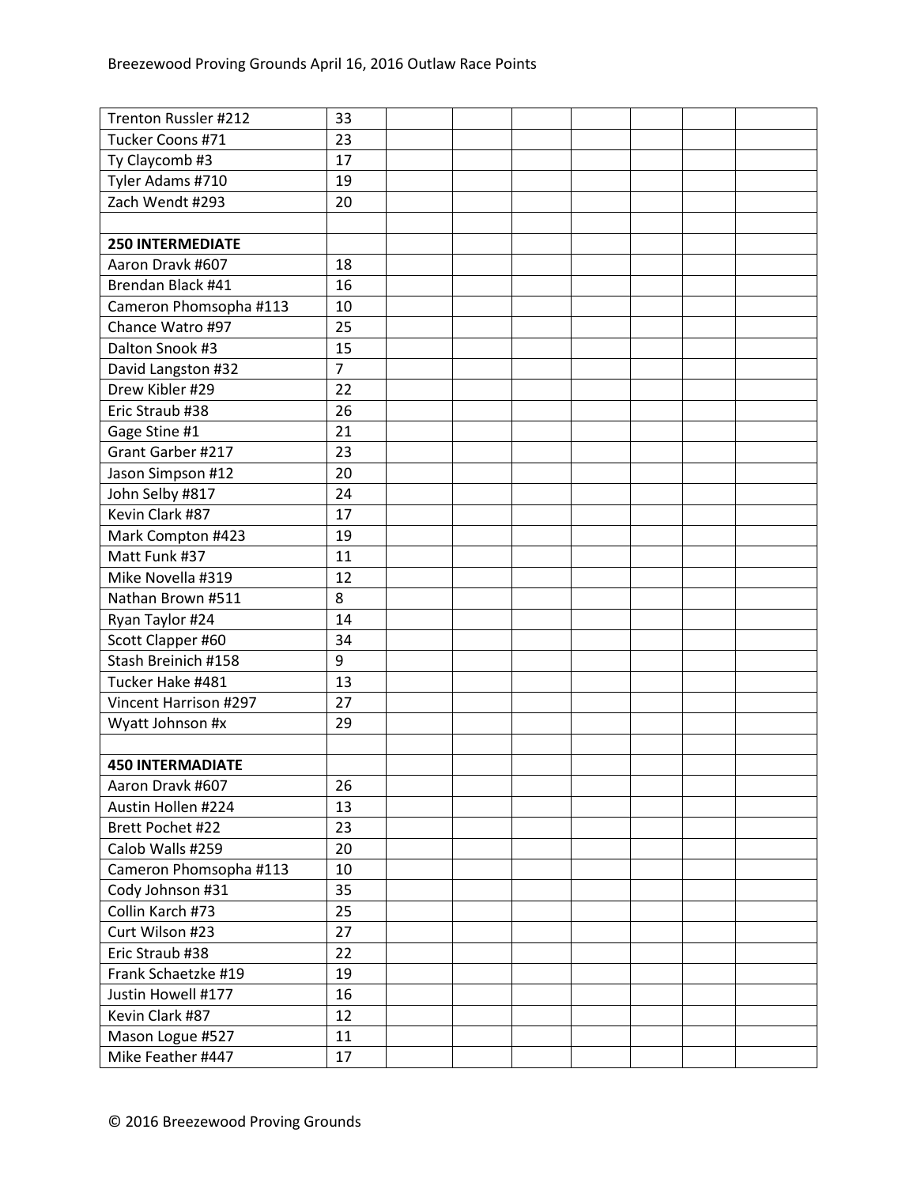| | | | | | | | | |
|---|---|---|---|---|---|---|---|---|
| Trenton Russler #212 | 33 | | | | | | | |
| Tucker Coons #71 | 23 | | | | | | | |
| Ty Claycomb #3 | 17 | | | | | | | |
| Tyler Adams #710 | 19 | | | | | | | |
| Zach Wendt #293 | 20 | | | | | | | |
| | | | | | | | | |
| **250 INTERMEDIATE** | | | | | | | | |
| Aaron Dravk #607 | 18 | | | | | | | |
| Brendan Black #41 | 16 | | | | | | | |
| Cameron Phomsopha #113 | 10 | | | | | | | |
| Chance Watro #97 | 25 | | | | | | | |
| Dalton Snook #3 | 15 | | | | | | | |
| David Langston #32 | 7 | | | | | | | |
| Drew Kibler #29 | 22 | | | | | | | |
| Eric Straub #38 | 26 | | | | | | | |
| Gage Stine #1 | 21 | | | | | | | |
| Grant Garber #217 | 23 | | | | | | | |
| Jason Simpson #12 | 20 | | | | | | | |
| John Selby #817 | 24 | | | | | | | |
| Kevin Clark #87 | 17 | | | | | | | |
| Mark Compton #423 | 19 | | | | | | | |
| Matt Funk #37 | 11 | | | | | | | |
| Mike Novella #319 | 12 | | | | | | | |
| Nathan Brown #511 | 8 | | | | | | | |
| Ryan Taylor #24 | 14 | | | | | | | |
| Scott Clapper #60 | 34 | | | | | | | |
| Stash Breinich #158 | 9 | | | | | | | |
| Tucker Hake #481 | 13 | | | | | | | |
| Vincent Harrison #297 | 27 | | | | | | | |
| Wyatt Johnson #x | 29 | | | | | | | |
| | | | | | | | | |
| **450 INTERMADIATE** | | | | | | | | |
| Aaron Dravk #607 | 26 | | | | | | | |
| Austin Hollen #224 | 13 | | | | | | | |
| Brett Pochet #22 | 23 | | | | | | | |
| Calob Walls #259 | 20 | | | | | | | |
| Cameron Phomsopha #113 | 10 | | | | | | | |
| Cody Johnson #31 | 35 | | | | | | | |
| Collin Karch #73 | 25 | | | | | | | |
| Curt Wilson #23 | 27 | | | | | | | |
| Eric Straub #38 | 22 | | | | | | | |
| Frank Schaetzke #19 | 19 | | | | | | | |
| Justin Howell #177 | 16 | | | | | | | |
| Kevin Clark #87 | 12 | | | | | | | |
| Mason Logue #527 | 11 | | | | | | | |
| Mike Feather #447 | 17 | | | | | | | |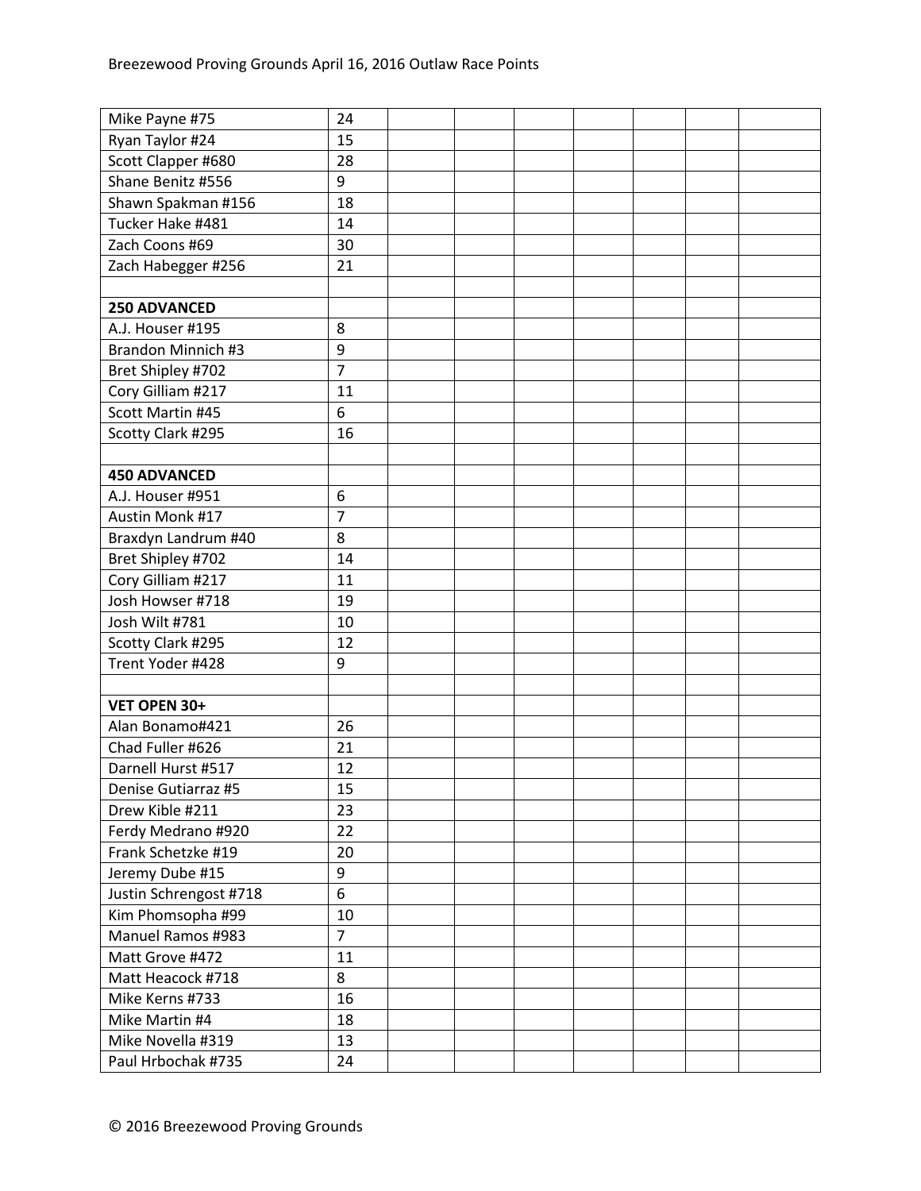| | | | | | | | | |
|---|---|---|---|---|---|---|---|---|
| Mike Payne #75 | 24 | | | | | | | |
| Ryan Taylor #24 | 15 | | | | | | | |
| Scott Clapper #680 | 28 | | | | | | | |
| Shane Benitz #556 | 9 | | | | | | | |
| Shawn Spakman #156 | 18 | | | | | | | |
| Tucker Hake #481 | 14 | | | | | | | |
| Zach Coons #69 | 30 | | | | | | | |
| Zach Habegger #256 | 21 | | | | | | | |
| | | | | | | | | |
| **250 ADVANCED** | | | | | | | | |
| A.J. Houser #195 | 8 | | | | | | | |
| Brandon Minnich #3 | 9 | | | | | | | |
| Bret Shipley #702 | 7 | | | | | | | |
| Cory Gilliam #217 | 11 | | | | | | | |
| Scott Martin #45 | 6 | | | | | | | |
| Scotty Clark #295 | 16 | | | | | | | |
| | | | | | | | | |
| **450 ADVANCED** | | | | | | | | |
| A.J. Houser #951 | 6 | | | | | | | |
| Austin Monk #17 | 7 | | | | | | | |
| Braxdyn Landrum #40 | 8 | | | | | | | |
| Bret Shipley #702 | 14 | | | | | | | |
| Cory Gilliam #217 | 11 | | | | | | | |
| Josh Howser #718 | 19 | | | | | | | |
| Josh Wilt #781 | 10 | | | | | | | |
| Scotty Clark #295 | 12 | | | | | | | |
| Trent Yoder #428 | 9 | | | | | | | |
| | | | | | | | | |
| **VET OPEN 30+** | | | | | | | | |
| Alan Bonamo#421 | 26 | | | | | | | |
| Chad Fuller #626 | 21 | | | | | | | |
| Darnell Hurst #517 | 12 | | | | | | | |
| Denise Gutiarraz #5 | 15 | | | | | | | |
| Drew Kible #211 | 23 | | | | | | | |
| Ferdy Medrano #920 | 22 | | | | | | | |
| Frank Schetzke #19 | 20 | | | | | | | |
| Jeremy Dube #15 | 9 | | | | | | | |
| Justin Schrengost #718 | 6 | | | | | | | |
| Kim Phomsopha #99 | 10 | | | | | | | |
| Manuel Ramos #983 | 7 | | | | | | | |
| Matt Grove #472 | 11 | | | | | | | |
| Matt Heacock #718 | 8 | | | | | | | |
| Mike Kerns #733 | 16 | | | | | | | |
| Mike Martin #4 | 18 | | | | | | | |
| Mike Novella #319 | 13 | | | | | | | |
| Paul Hrbochak #735 | 24 | | | | | | | |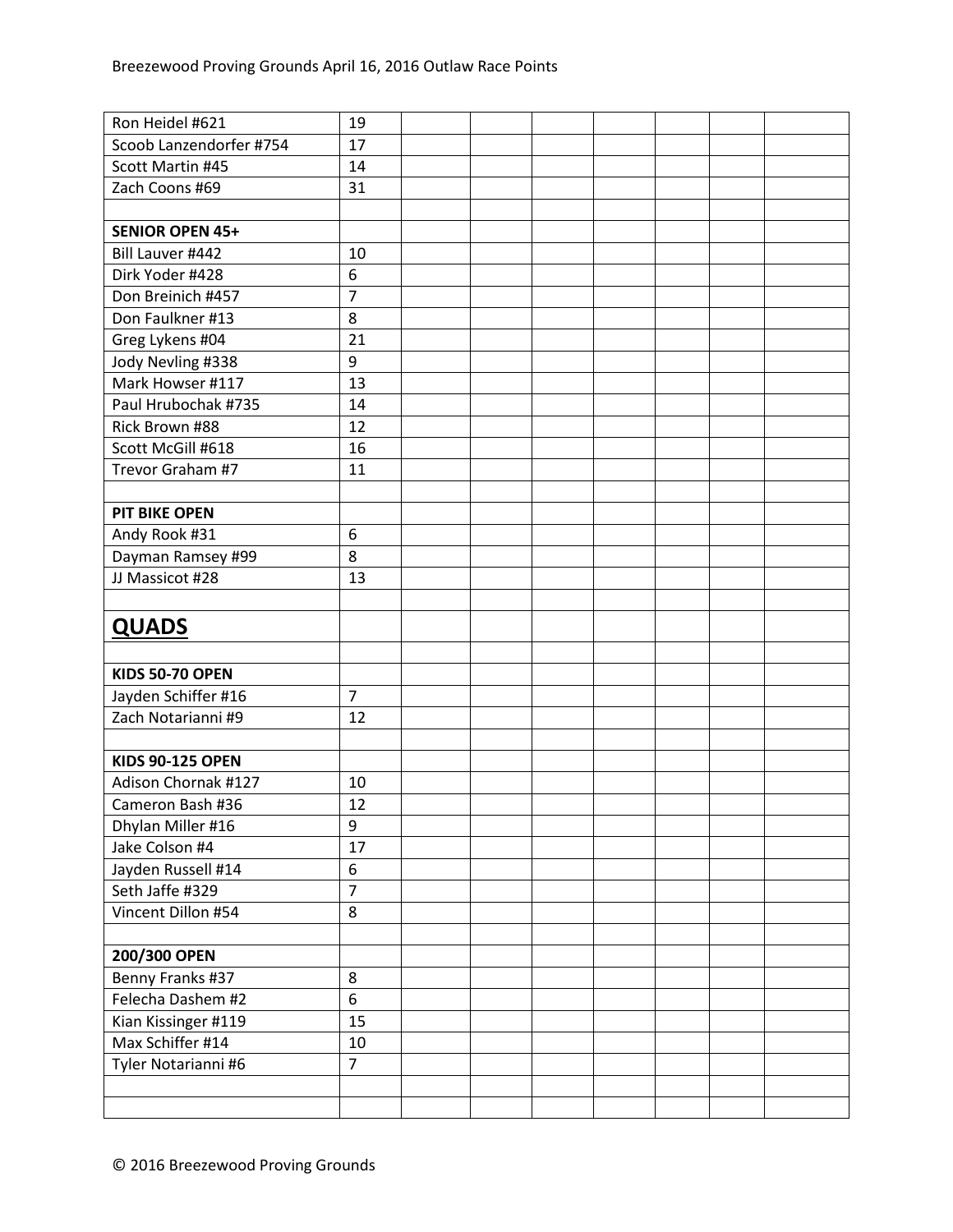| | | | | | | | | |
|---|---|---|---|---|---|---|---|---|
| Ron Heidel #621 | 19 | | | | | | | |
| Scoob Lanzendorfer #754 | 17 | | | | | | | |
| Scott Martin #45 | 14 | | | | | | | |
| Zach Coons #69 | 31 | | | | | | | |
| | | | | | | | | |
| **SENIOR OPEN 45+** | | | | | | | | |
| Bill Lauver #442 | 10 | | | | | | | |
| Dirk Yoder #428 | 6 | | | | | | | |
| Don Breinich #457 | 7 | | | | | | | |
| Don Faulkner #13 | 8 | | | | | | | |
| Greg Lykens #04 | 21 | | | | | | | |
| Jody Nevling #338 | 9 | | | | | | | |
| Mark Howser #117 | 13 | | | | | | | |
| Paul Hrubochak #735 | 14 | | | | | | | |
| Rick Brown #88 | 12 | | | | | | | |
| Scott McGill #618 | 16 | | | | | | | |
| Trevor Graham #7 | 11 | | | | | | | |
| | | | | | | | | |
| **PIT BIKE OPEN** | | | | | | | | |
| Andy Rook #31 | 6 | | | | | | | |
| Dayman Ramsey #99 | 8 | | | | | | | |
| JJ Massicot #28 | 13 | | | | | | | |
| | | | | | | | | |
| **QUADS** | | | | | | | | |
| | | | | | | | | |
| **KIDS 50-70 OPEN** | | | | | | | | |
| Jayden Schiffer #16 | 7 | | | | | | | |
| Zach Notarianni #9 | 12 | | | | | | | |
| | | | | | | | | |
| **KIDS 90-125 OPEN** | | | | | | | | |
| Adison Chornak #127 | 10 | | | | | | | |
| Cameron Bash #36 | 12 | | | | | | | |
| Dhylan Miller #16 | 9 | | | | | | | |
| Jake Colson #4 | 17 | | | | | | | |
| Jayden Russell #14 | 6 | | | | | | | |
| Seth Jaffe #329 | 7 | | | | | | | |
| Vincent Dillon #54 | 8 | | | | | | | |
| | | | | | | | | |
| **200/300 OPEN** | | | | | | | | |
| Benny Franks #37 | 8 | | | | | | | |
| Felecha Dashem #2 | 6 | | | | | | | |
| Kian Kissinger #119 | 15 | | | | | | | |
| Max Schiffer #14 | 10 | | | | | | | |
| Tyler Notarianni #6 | 7 | | | | | | | |
| | | | | | | | | |
| | | | | | | | | |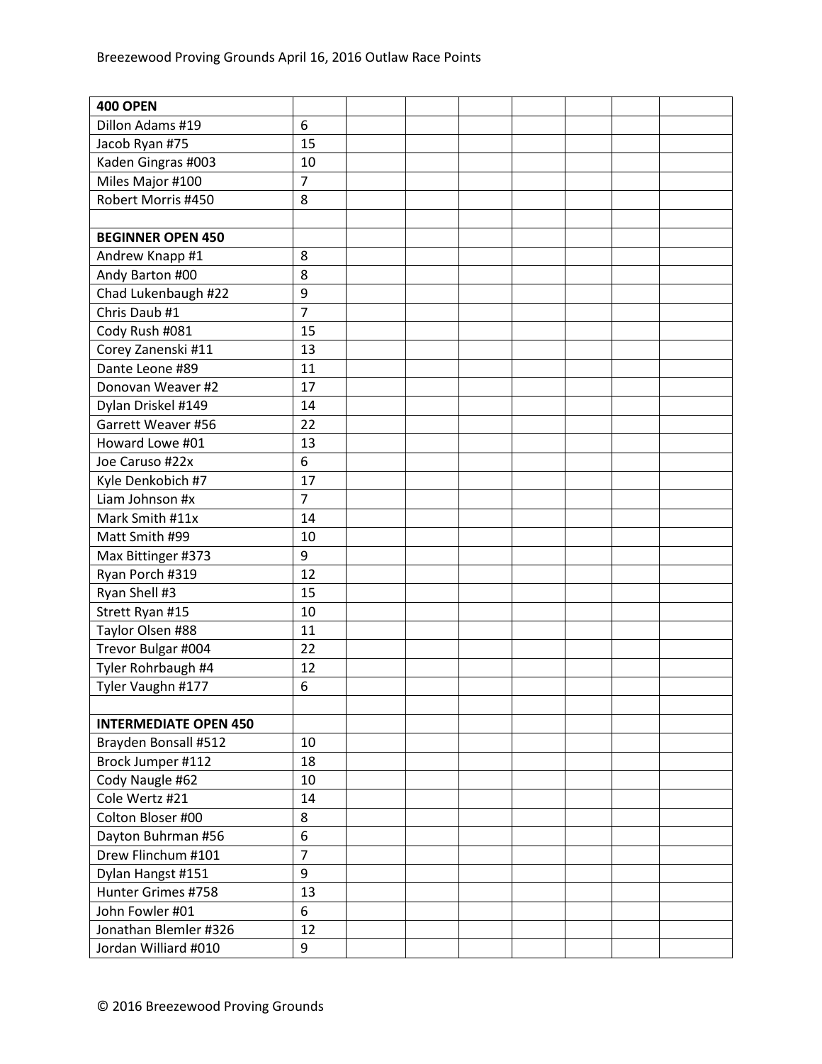| | | | | | | | | |
|---|---|---|---|---|---|---|---|---|
| **400 OPEN** | | | | | | | | |
| Dillon Adams #19 | 6 | | | | | | | |
| Jacob Ryan #75 | 15 | | | | | | | |
| Kaden Gingras #003 | 10 | | | | | | | |
| Miles Major #100 | 7 | | | | | | | |
| Robert Morris #450 | 8 | | | | | | | |
| | | | | | | | | |
| **BEGINNER OPEN 450** | | | | | | | | |
| Andrew Knapp #1 | 8 | | | | | | | |
| Andy Barton #00 | 8 | | | | | | | |
| Chad Lukenbaugh #22 | 9 | | | | | | | |
| Chris Daub #1 | 7 | | | | | | | |
| Cody Rush #081 | 15 | | | | | | | |
| Corey Zanenski #11 | 13 | | | | | | | |
| Dante Leone #89 | 11 | | | | | | | |
| Donovan Weaver #2 | 17 | | | | | | | |
| Dylan Driskel #149 | 14 | | | | | | | |
| Garrett Weaver #56 | 22 | | | | | | | |
| Howard Lowe #01 | 13 | | | | | | | |
| Joe Caruso #22x | 6 | | | | | | | |
| Kyle Denkobich #7 | 17 | | | | | | | |
| Liam Johnson #x | 7 | | | | | | | |
| Mark Smith #11x | 14 | | | | | | | |
| Matt Smith #99 | 10 | | | | | | | |
| Max Bittinger #373 | 9 | | | | | | | |
| Ryan Porch #319 | 12 | | | | | | | |
| Ryan Shell #3 | 15 | | | | | | | |
| Strett Ryan #15 | 10 | | | | | | | |
| Taylor Olsen #88 | 11 | | | | | | | |
| Trevor Bulgar #004 | 22 | | | | | | | |
| Tyler Rohrbaugh #4 | 12 | | | | | | | |
| Tyler Vaughn #177 | 6 | | | | | | | |
| | | | | | | | | |
| **INTERMEDIATE OPEN 450** | | | | | | | | |
| Brayden Bonsall #512 | 10 | | | | | | | |
| Brock Jumper #112 | 18 | | | | | | | |
| Cody Naugle #62 | 10 | | | | | | | |
| Cole Wertz #21 | 14 | | | | | | | |
| Colton Bloser #00 | 8 | | | | | | | |
| Dayton Buhrman #56 | 6 | | | | | | | |
| Drew Flinchum #101 | 7 | | | | | | | |
| Dylan Hangst #151 | 9 | | | | | | | |
| Hunter Grimes #758 | 13 | | | | | | | |
| John Fowler #01 | 6 | | | | | | | |
| Jonathan Blemler #326 | 12 | | | | | | | |
| Jordan Williard #010 | 9 | | | | | | | |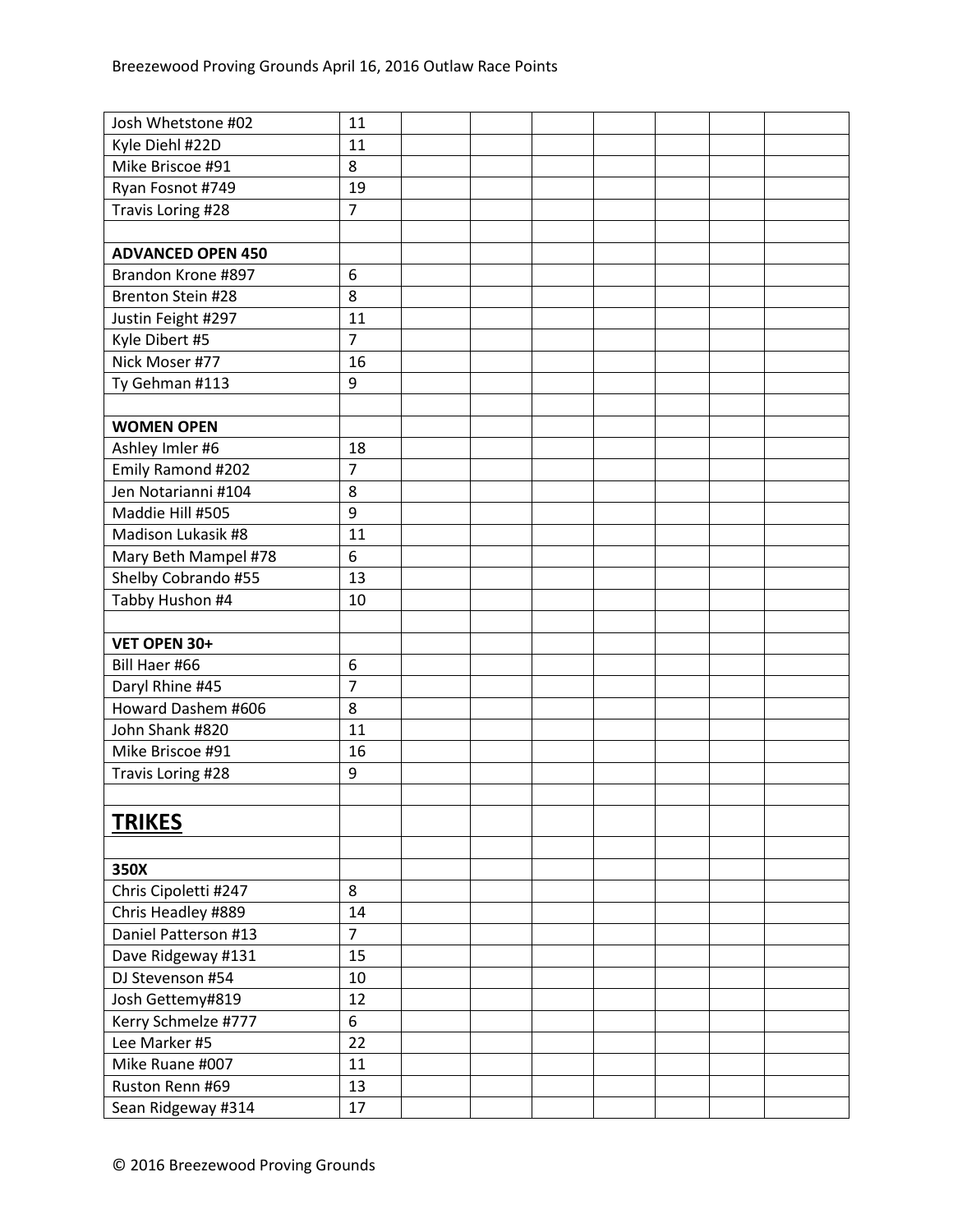| | | | | | | | | |
|---|---|---|---|---|---|---|---|---|
| Josh Whetstone #02 | 11 | | | | | | | |
| Kyle Diehl #22D | 11 | | | | | | | |
| Mike Briscoe #91 | 8 | | | | | | | |
| Ryan Fosnot #749 | 19 | | | | | | | |
| Travis Loring #28 | 7 | | | | | | | |
| | | | | | | | | |
| **ADVANCED OPEN 450** | | | | | | | | |
| Brandon Krone #897 | 6 | | | | | | | |
| Brenton Stein #28 | 8 | | | | | | | |
| Justin Feight #297 | 11 | | | | | | | |
| Kyle Dibert #5 | 7 | | | | | | | |
| Nick Moser #77 | 16 | | | | | | | |
| Ty Gehman #113 | 9 | | | | | | | |
| | | | | | | | | |
| **WOMEN OPEN** | | | | | | | | |
| Ashley Imler #6 | 18 | | | | | | | |
| Emily Ramond #202 | 7 | | | | | | | |
| Jen Notarianni #104 | 8 | | | | | | | |
| Maddie Hill #505 | 9 | | | | | | | |
| Madison Lukasik #8 | 11 | | | | | | | |
| Mary Beth Mampel #78 | 6 | | | | | | | |
| Shelby Cobrando #55 | 13 | | | | | | | |
| Tabby Hushon #4 | 10 | | | | | | | |
| | | | | | | | | |
| **VET OPEN 30+** | | | | | | | | |
| Bill Haer #66 | 6 | | | | | | | |
| Daryl Rhine #45 | 7 | | | | | | | |
| Howard Dashem #606 | 8 | | | | | | | |
| John Shank #820 | 11 | | | | | | | |
| Mike Briscoe #91 | 16 | | | | | | | |
| Travis Loring #28 | 9 | | | | | | | |
| | | | | | | | | |
| **TRIKES** | | | | | | | | |
| | | | | | | | | |
| **350X** | | | | | | | | |
| Chris Cipoletti #247 | 8 | | | | | | | |
| Chris Headley #889 | 14 | | | | | | | |
| Daniel Patterson #13 | 7 | | | | | | | |
| Dave Ridgeway #131 | 15 | | | | | | | |
| DJ Stevenson #54 | 10 | | | | | | | |
| Josh Gettemy#819 | 12 | | | | | | | |
| Kerry Schmelze #777 | 6 | | | | | | | |
| Lee Marker #5 | 22 | | | | | | | |
| Mike Ruane #007 | 11 | | | | | | | |
| Ruston Renn #69 | 13 | | | | | | | |
| Sean Ridgeway #314 | 17 | | | | | | | |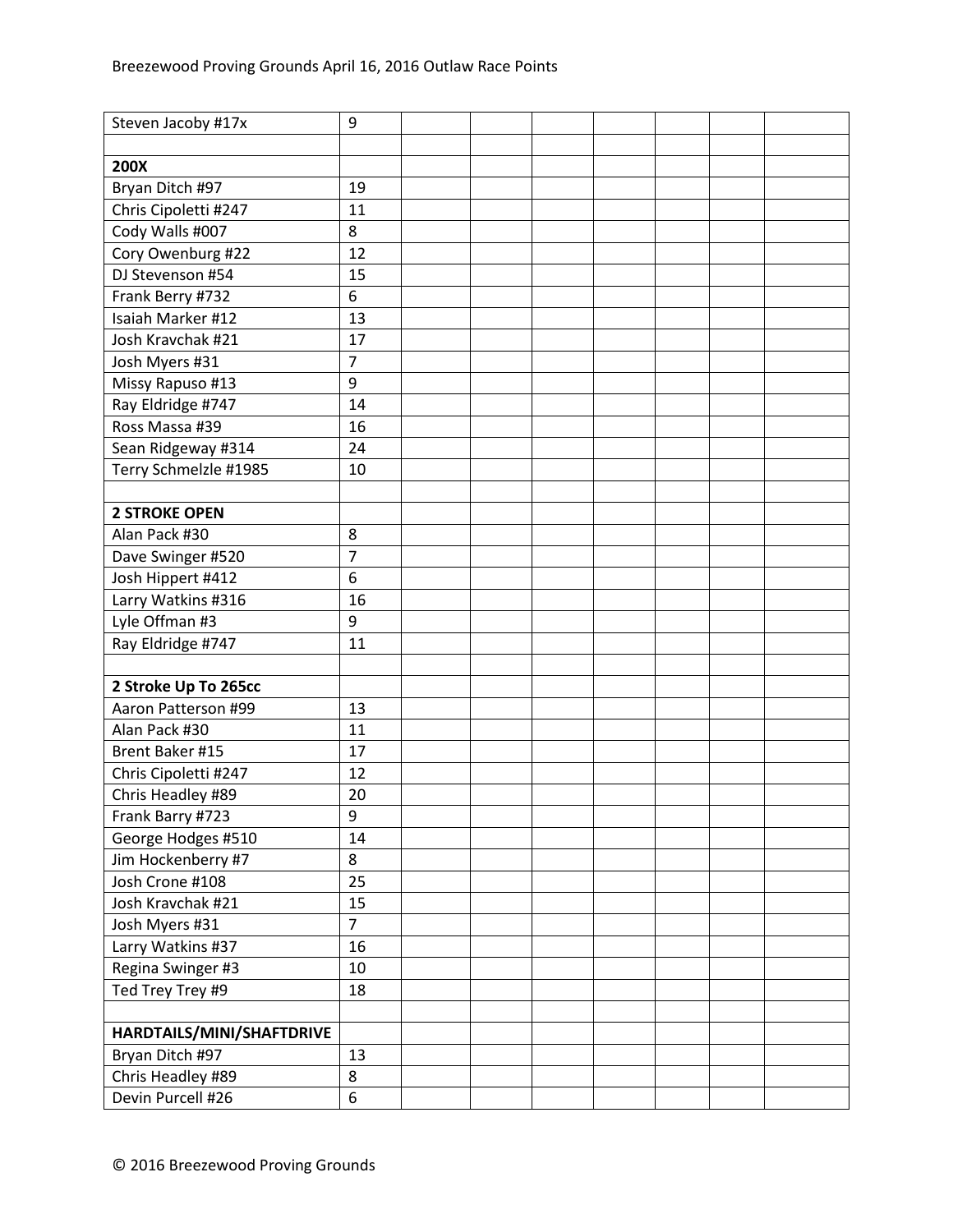| | | | | | | | | |
|---|---|---|---|---|---|---|---|---|
| Steven Jacoby #17x | 9 | | | | | | | |
| | | | | | | | | |
| **200X** | | | | | | | | |
| Bryan Ditch #97 | 19 | | | | | | | |
| Chris Cipoletti #247 | 11 | | | | | | | |
| Cody Walls #007 | 8 | | | | | | | |
| Cory Owenburg #22 | 12 | | | | | | | |
| DJ Stevenson #54 | 15 | | | | | | | |
| Frank Berry #732 | 6 | | | | | | | |
| Isaiah Marker #12 | 13 | | | | | | | |
| Josh Kravchak #21 | 17 | | | | | | | |
| Josh Myers #31 | 7 | | | | | | | |
| Missy Rapuso #13 | 9 | | | | | | | |
| Ray Eldridge #747 | 14 | | | | | | | |
| Ross Massa #39 | 16 | | | | | | | |
| Sean Ridgeway #314 | 24 | | | | | | | |
| Terry Schmelzle #1985 | 10 | | | | | | | |
| | | | | | | | | |
| **2 STROKE OPEN** | | | | | | | | |
| Alan Pack #30 | 8 | | | | | | | |
| Dave Swinger #520 | 7 | | | | | | | |
| Josh Hippert #412 | 6 | | | | | | | |
| Larry Watkins #316 | 16 | | | | | | | |
| Lyle Offman #3 | 9 | | | | | | | |
| Ray Eldridge #747 | 11 | | | | | | | |
| | | | | | | | | |
| **2 Stroke Up To 265cc** | | | | | | | | |
| Aaron Patterson #99 | 13 | | | | | | | |
| Alan Pack #30 | 11 | | | | | | | |
| Brent Baker #15 | 17 | | | | | | | |
| Chris Cipoletti #247 | 12 | | | | | | | |
| Chris Headley #89 | 20 | | | | | | | |
| Frank Barry #723 | 9 | | | | | | | |
| George Hodges #510 | 14 | | | | | | | |
| Jim Hockenberry #7 | 8 | | | | | | | |
| Josh Crone #108 | 25 | | | | | | | |
| Josh Kravchak #21 | 15 | | | | | | | |
| Josh Myers #31 | 7 | | | | | | | |
| Larry Watkins #37 | 16 | | | | | | | |
| Regina Swinger #3 | 10 | | | | | | | |
| Ted Trey Trey #9 | 18 | | | | | | | |
| | | | | | | | | |
| **HARDTAILS/MINI/SHAFTDRIVE** | | | | | | | | |
| Bryan Ditch #97 | 13 | | | | | | | |
| Chris Headley #89 | 8 | | | | | | | |
| Devin Purcell #26 | 6 | | | | | | | |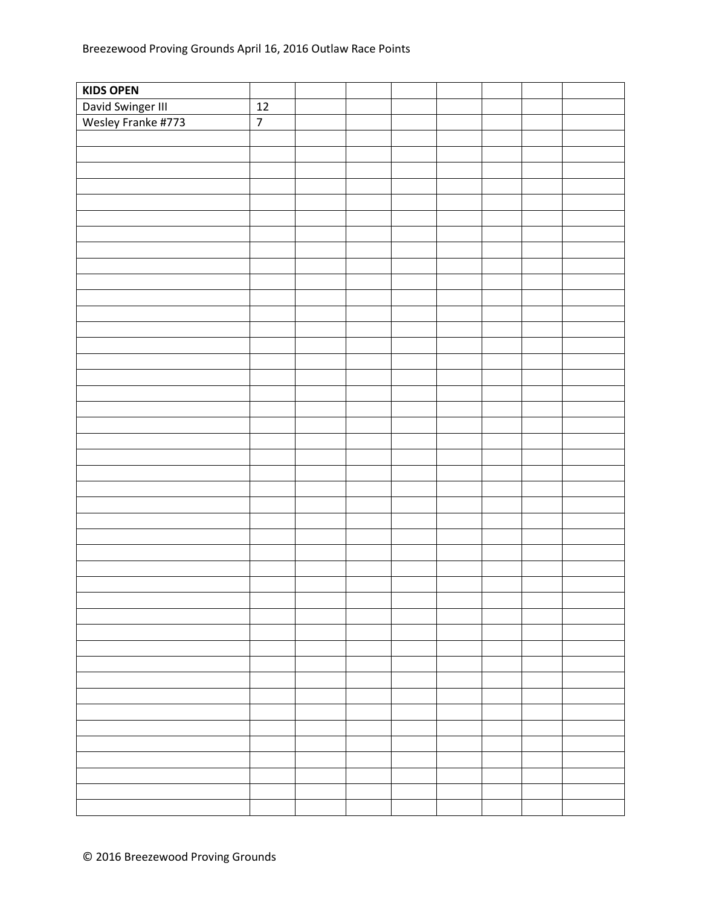| | | | | | | | | |
|---|---|---|---|---|---|---|---|---|
| **KIDS OPEN** | | | | | | | | |
| David Swinger III | 12 | | | | | | | |
| Wesley Franke #773 | 7 | | | | | | | |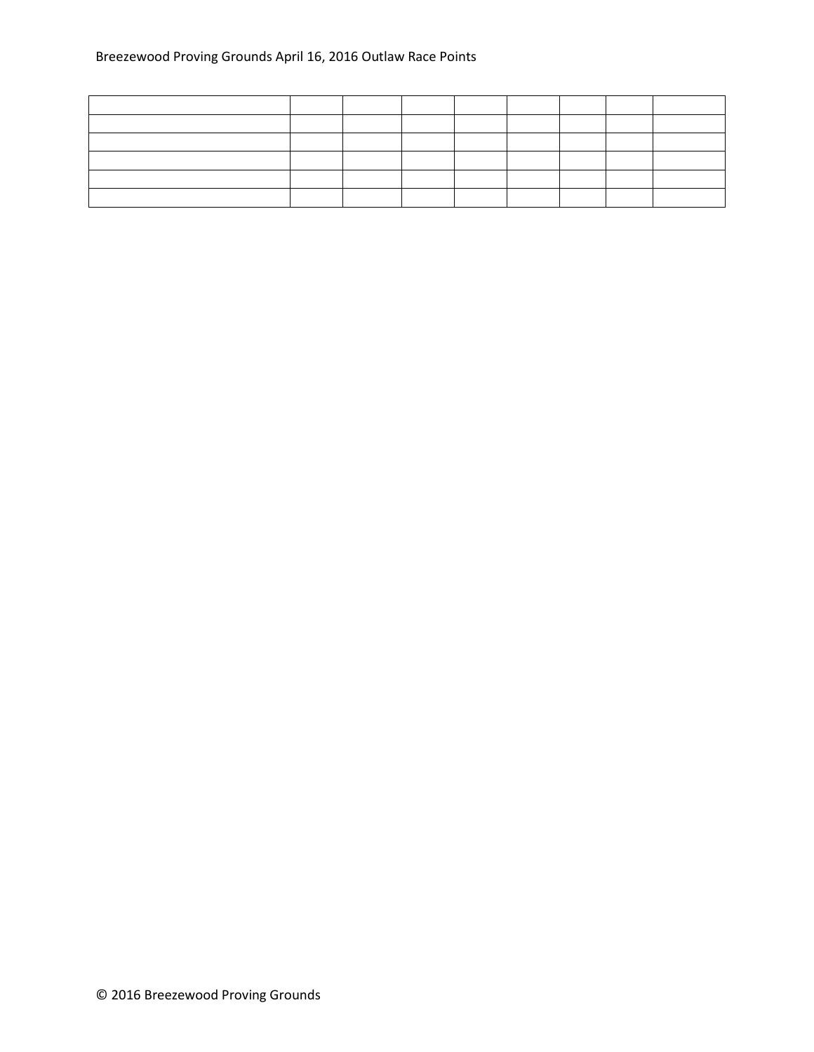Breezewood Proving Grounds April 16, 2016 Outlaw Race Points

| | | | | | | | | |
|---|---|---|---|---|---|---|---|---|
| | | | | | | | | |
| | | | | | | | | |
| | | | | | | | | |
| | | | | | | | | |
| | | | | | | | | |